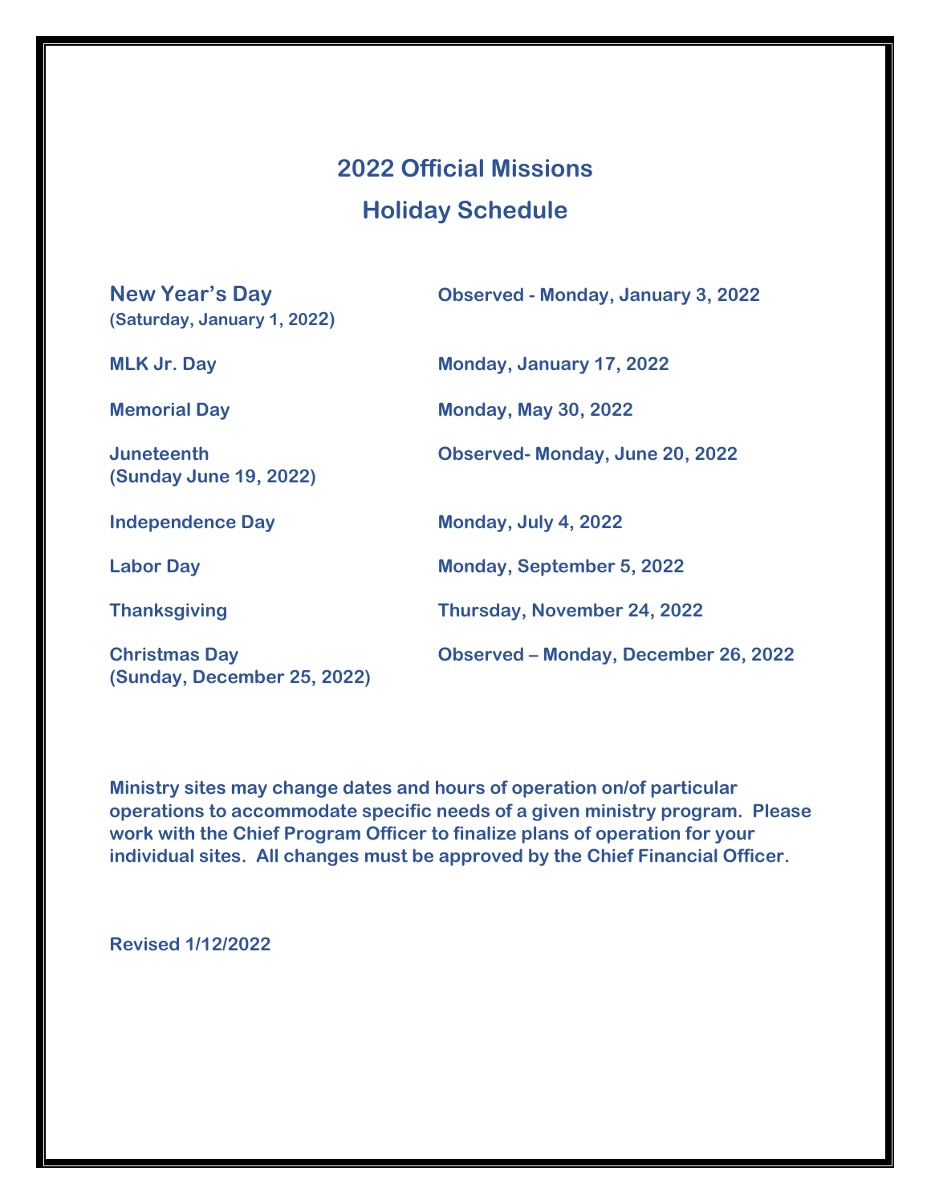# 2022 Official Missions

# Holiday Schedule

| | |
|---|---|
| **New Year's Day** (Saturday, January 1, 2022) | **Observed - Monday, January 3, 2022** |
| **MLK Jr. Day** | **Monday, January 17, 2022** |
| **Memorial Day** | **Monday, May 30, 2022** |
| **Juneteenth** (Sunday June 19, 2022) | **Observed- Monday, June 20, 2022** |
| **Independence Day** | **Monday, July 4, 2022** |
| **Labor Day** | **Monday, September 5, 2022** |
| **Thanksgiving** | **Thursday, November 24, 2022** |
| **Christmas Day** (Sunday, December 25, 2022) | **Observed – Monday, December 26, 2022** |

**Ministry sites may change dates and hours of operation on/of particular operations to accommodate specific needs of a given ministry program. Please work with the Chief Program Officer to finalize plans of operation for your individual sites. All changes must be approved by the Chief Financial Officer.**

**Revised 1/12/2022**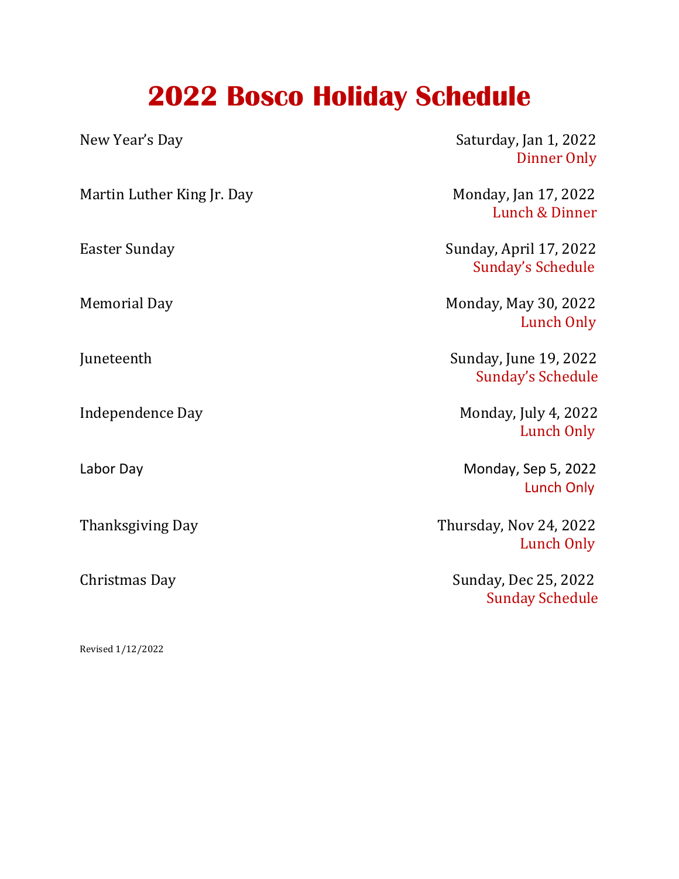# 2022 Bosco Holiday Schedule

| | |
|---|---|
| New Year's Day | Saturday, Jan 1, 2022<br>Dinner Only |
| Martin Luther King Jr. Day | Monday, Jan 17, 2022<br>Lunch & Dinner |
| Easter Sunday | Sunday, April 17, 2022<br>Sunday's Schedule |
| Memorial Day | Monday, May 30, 2022<br>Lunch Only |
| Juneteenth | Sunday, June 19, 2022<br>Sunday's Schedule |
| Independence Day | Monday, July 4, 2022<br>Lunch Only |
| Labor Day | Monday, Sep 5, 2022<br>Lunch Only |
| Thanksgiving Day | Thursday, Nov 24, 2022<br>Lunch Only |
| Christmas Day | Sunday, Dec 25, 2022<br>Sunday Schedule |

Revised 1/12/2022